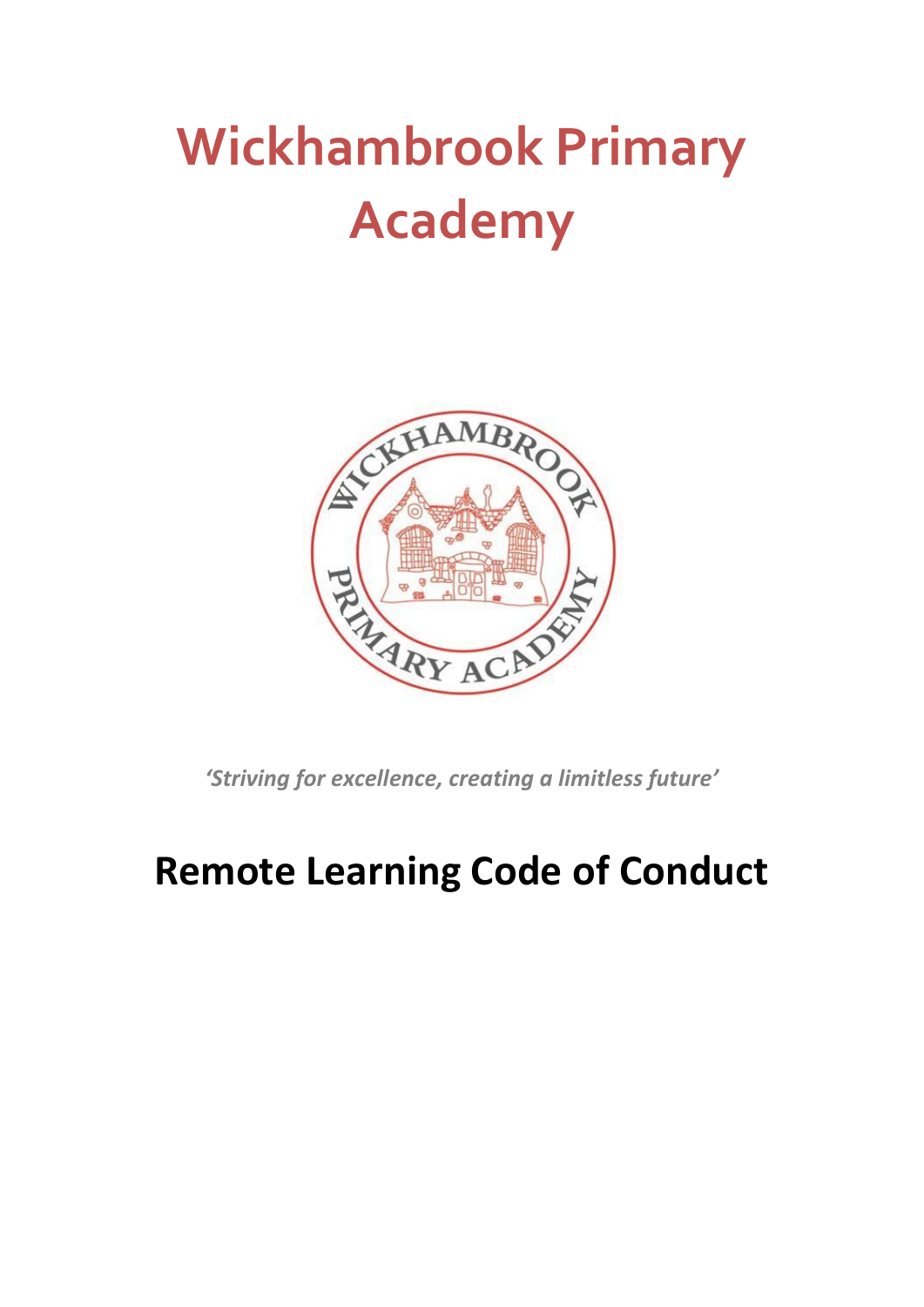# Wickhambrook Primary Academy

*'Striving for excellence, creating a limitless future'*

# Remote Learning Code of Conduct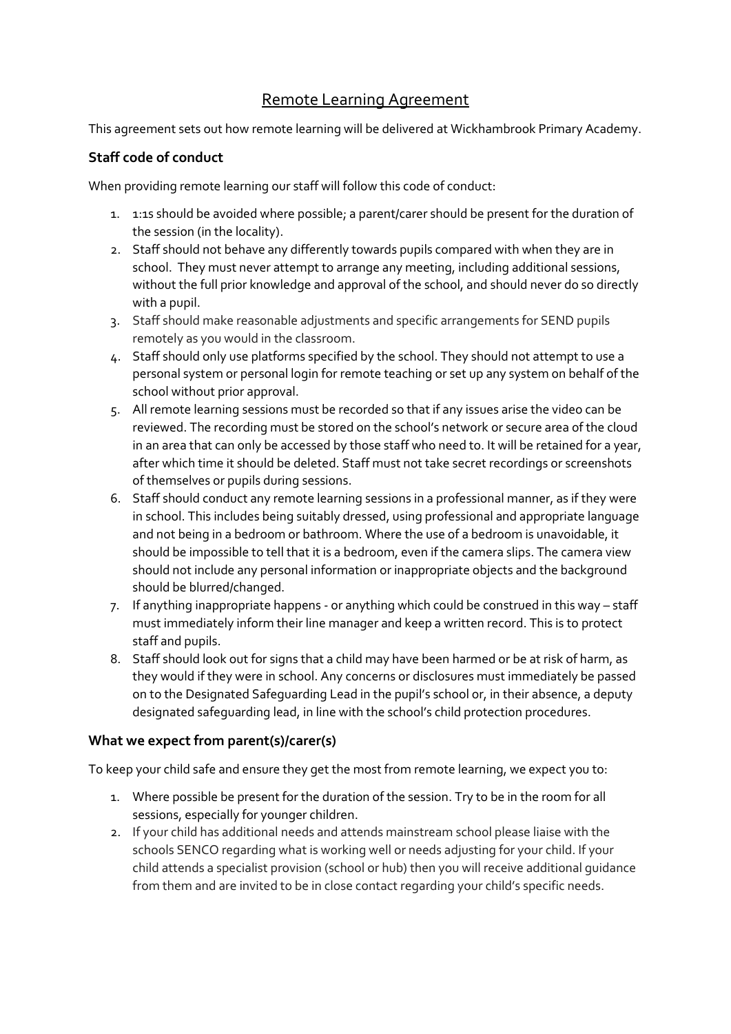## Remote Learning Agreement

This agreement sets out how remote learning will be delivered at Wickhambrook Primary Academy.

### Staff code of conduct

When providing remote learning our staff will follow this code of conduct:

1. 1:1s should be avoided where possible; a parent/carer should be present for the duration of the session (in the locality).
2. Staff should not behave any differently towards pupils compared with when they are in school. They must never attempt to arrange any meeting, including additional sessions, without the full prior knowledge and approval of the school, and should never do so directly with a pupil.
3. Staff should make reasonable adjustments and specific arrangements for SEND pupils remotely as you would in the classroom.
4. Staff should only use platforms specified by the school. They should not attempt to use a personal system or personal login for remote teaching or set up any system on behalf of the school without prior approval.
5. All remote learning sessions must be recorded so that if any issues arise the video can be reviewed. The recording must be stored on the school's network or secure area of the cloud in an area that can only be accessed by those staff who need to. It will be retained for a year, after which time it should be deleted. Staff must not take secret recordings or screenshots of themselves or pupils during sessions.
6. Staff should conduct any remote learning sessions in a professional manner, as if they were in school. This includes being suitably dressed, using professional and appropriate language and not being in a bedroom or bathroom. Where the use of a bedroom is unavoidable, it should be impossible to tell that it is a bedroom, even if the camera slips. The camera view should not include any personal information or inappropriate objects and the background should be blurred/changed.
7. If anything inappropriate happens - or anything which could be construed in this way – staff must immediately inform their line manager and keep a written record. This is to protect staff and pupils.
8. Staff should look out for signs that a child may have been harmed or be at risk of harm, as they would if they were in school. Any concerns or disclosures must immediately be passed on to the Designated Safeguarding Lead in the pupil's school or, in their absence, a deputy designated safeguarding lead, in line with the school's child protection procedures.

### What we expect from parent(s)/carer(s)

To keep your child safe and ensure they get the most from remote learning, we expect you to:

1. Where possible be present for the duration of the session. Try to be in the room for all sessions, especially for younger children.
2. If your child has additional needs and attends mainstream school please liaise with the schools SENCO regarding what is working well or needs adjusting for your child. If your child attends a specialist provision (school or hub) then you will receive additional guidance from them and are invited to be in close contact regarding your child's specific needs.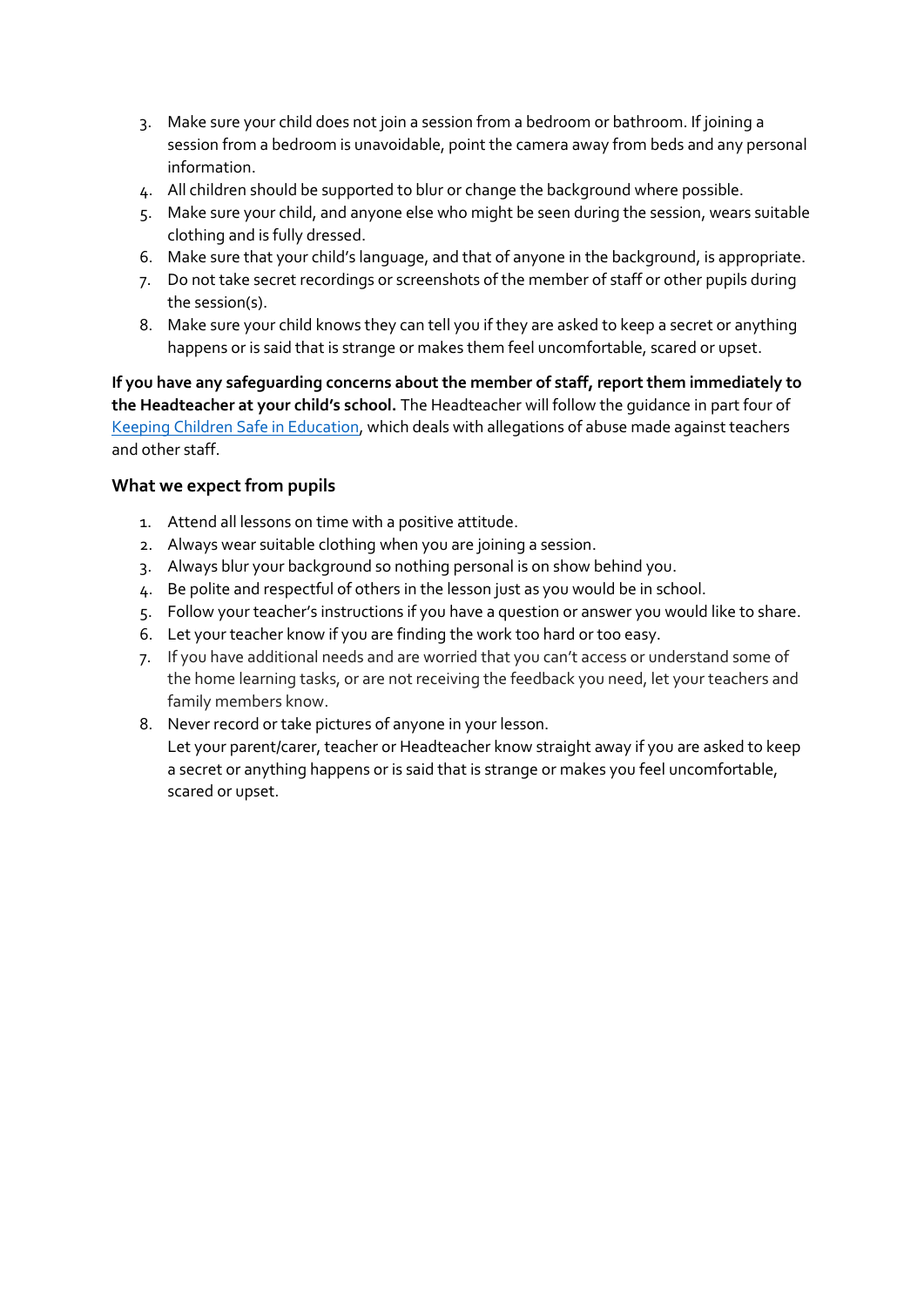3. Make sure your child does not join a session from a bedroom or bathroom. If joining a session from a bedroom is unavoidable, point the camera away from beds and any personal information.
4. All children should be supported to blur or change the background where possible.
5. Make sure your child, and anyone else who might be seen during the session, wears suitable clothing and is fully dressed.
6. Make sure that your child's language, and that of anyone in the background, is appropriate.
7. Do not take secret recordings or screenshots of the member of staff or other pupils during the session(s).
8. Make sure your child knows they can tell you if they are asked to keep a secret or anything happens or is said that is strange or makes them feel uncomfortable, scared or upset.

**If you have any safeguarding concerns about the member of staff, report them immediately to the Headteacher at your child's school.** The Headteacher will follow the guidance in part four of Keeping Children Safe in Education, which deals with allegations of abuse made against teachers and other staff.

### What we expect from pupils

1. Attend all lessons on time with a positive attitude.
2. Always wear suitable clothing when you are joining a session.
3. Always blur your background so nothing personal is on show behind you.
4. Be polite and respectful of others in the lesson just as you would be in school.
5. Follow your teacher's instructions if you have a question or answer you would like to share.
6. Let your teacher know if you are finding the work too hard or too easy.
7. If you have additional needs and are worried that you can't access or understand some of the home learning tasks, or are not receiving the feedback you need, let your teachers and family members know.
8. Never record or take pictures of anyone in your lesson.
   Let your parent/carer, teacher or Headteacher know straight away if you are asked to keep a secret or anything happens or is said that is strange or makes you feel uncomfortable, scared or upset.